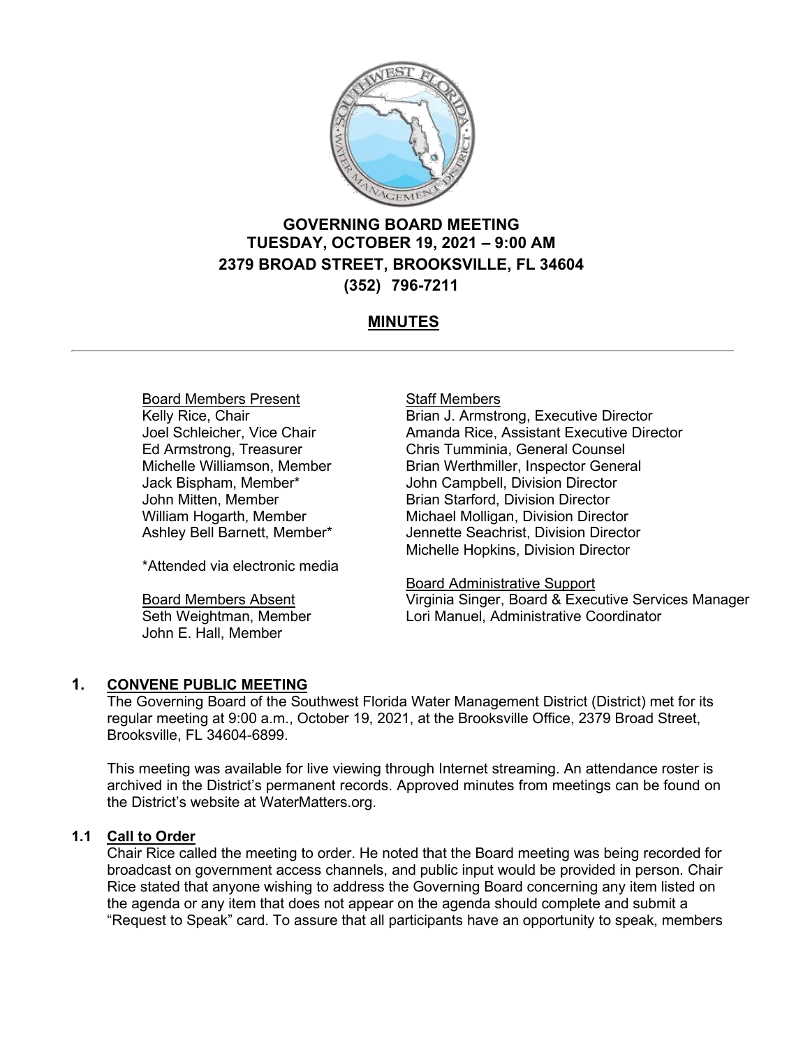# GOVERNING BOARD MEETING
## TUESDAY, OCTOBER 19, 2021 – 9:00 AM
## 2379 BROAD STREET, BROOKSVILLE, FL 34604
## (352) 796-7211

## MINUTES

Board Members Present
Kelly Rice, Chair
Joel Schleicher, Vice Chair
Ed Armstrong, Treasurer
Michelle Williamson, Member
Jack Bispham, Member*
John Mitten, Member
William Hogarth, Member
Ashley Bell Barnett, Member*

*Attended via electronic media

Board Members Absent
Seth Weightman, Member
John E. Hall, Member

Staff Members
Brian J. Armstrong, Executive Director
Amanda Rice, Assistant Executive Director
Chris Tumminia, General Counsel
Brian Werthmiller, Inspector General
John Campbell, Division Director
Brian Starford, Division Director
Michael Molligan, Division Director
Jennette Seachrist, Division Director
Michelle Hopkins, Division Director

Board Administrative Support
Virginia Singer, Board & Executive Services Manager
Lori Manuel, Administrative Coordinator

## 1. CONVENE PUBLIC MEETING

The Governing Board of the Southwest Florida Water Management District (District) met for its regular meeting at 9:00 a.m., October 19, 2021, at the Brooksville Office, 2379 Broad Street, Brooksville, FL 34604-6899.

This meeting was available for live viewing through Internet streaming. An attendance roster is archived in the District's permanent records. Approved minutes from meetings can be found on the District's website at WaterMatters.org.

### 1.1 Call to Order

Chair Rice called the meeting to order. He noted that the Board meeting was being recorded for broadcast on government access channels, and public input would be provided in person. Chair Rice stated that anyone wishing to address the Governing Board concerning any item listed on the agenda or any item that does not appear on the agenda should complete and submit a "Request to Speak" card. To assure that all participants have an opportunity to speak, members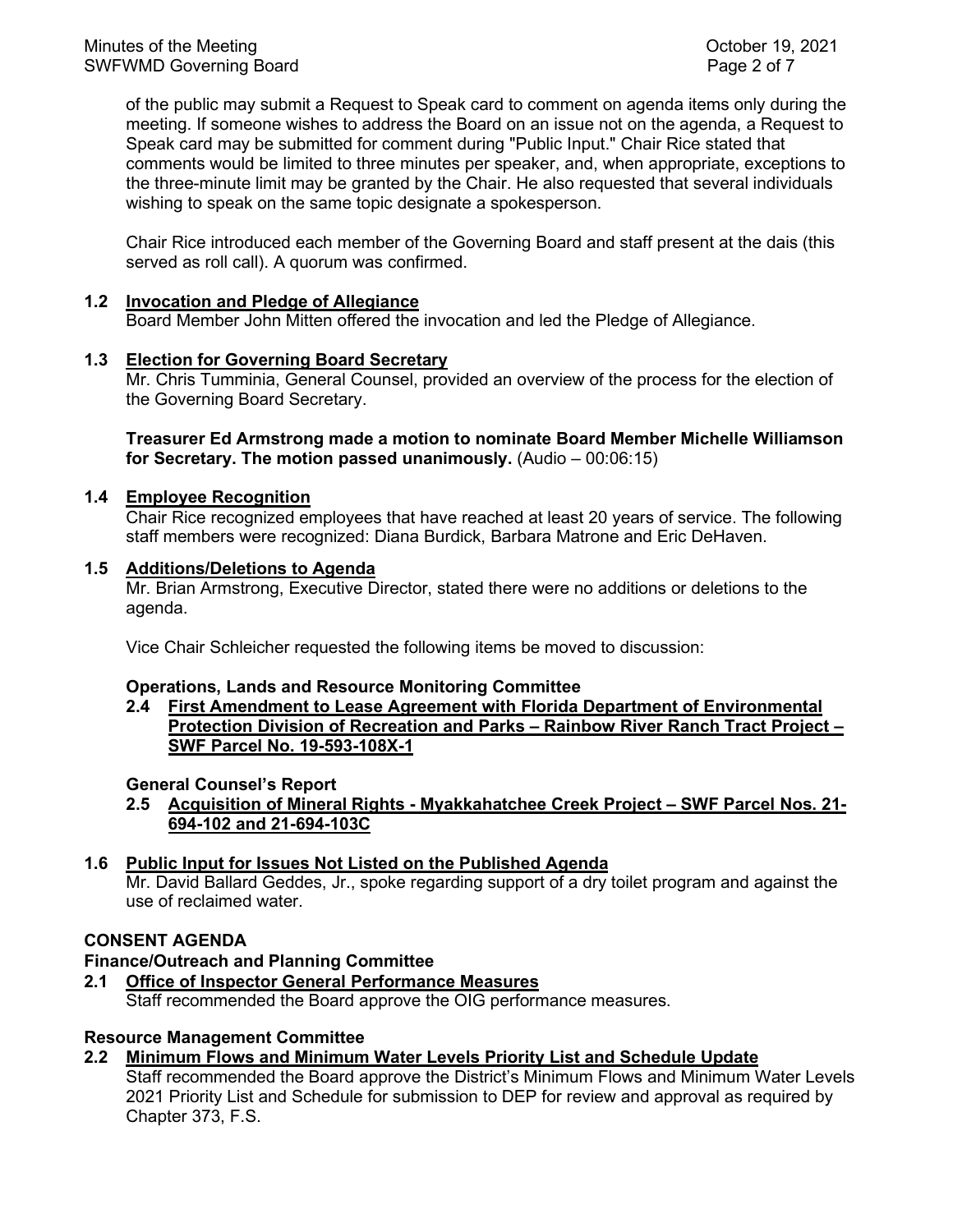of the public may submit a Request to Speak card to comment on agenda items only during the meeting. If someone wishes to address the Board on an issue not on the agenda, a Request to Speak card may be submitted for comment during "Public Input." Chair Rice stated that comments would be limited to three minutes per speaker, and, when appropriate, exceptions to the three-minute limit may be granted by the Chair. He also requested that several individuals wishing to speak on the same topic designate a spokesperson.

Chair Rice introduced each member of the Governing Board and staff present at the dais (this served as roll call). A quorum was confirmed.

**1.2 <u>Invocation and Pledge of Allegiance</u>**
Board Member John Mitten offered the invocation and led the Pledge of Allegiance.

**1.3 <u>Election for Governing Board Secretary</u>**
Mr. Chris Tumminia, General Counsel, provided an overview of the process for the election of the Governing Board Secretary.

**Treasurer Ed Armstrong made a motion to nominate Board Member Michelle Williamson for Secretary. The motion passed unanimously.** (Audio – 00:06:15)

**1.4 <u>Employee Recognition</u>**
Chair Rice recognized employees that have reached at least 20 years of service. The following staff members were recognized: Diana Burdick, Barbara Matrone and Eric DeHaven.

**1.5 <u>Additions/Deletions to Agenda</u>**
Mr. Brian Armstrong, Executive Director, stated there were no additions or deletions to the agenda.

Vice Chair Schleicher requested the following items be moved to discussion:

**Operations, Lands and Resource Monitoring Committee**
**2.4 <u>First Amendment to Lease Agreement with Florida Department of Environmental Protection Division of Recreation and Parks – Rainbow River Ranch Tract Project – SWF Parcel No. 19-593-108X-1</u>**

**General Counsel's Report**
**2.5 <u>Acquisition of Mineral Rights - Myakkahatchee Creek Project – SWF Parcel Nos. 21-694-102 and 21-694-103C</u>**

**1.6 <u>Public Input for Issues Not Listed on the Published Agenda</u>**
Mr. David Ballard Geddes, Jr., spoke regarding support of a dry toilet program and against the use of reclaimed water.

**CONSENT AGENDA**

**Finance/Outreach and Planning Committee**
**2.1 <u>Office of Inspector General Performance Measures</u>**
Staff recommended the Board approve the OIG performance measures.

**Resource Management Committee**
**2.2 <u>Minimum Flows and Minimum Water Levels Priority List and Schedule Update</u>**
Staff recommended the Board approve the District's Minimum Flows and Minimum Water Levels 2021 Priority List and Schedule for submission to DEP for review and approval as required by Chapter 373, F.S.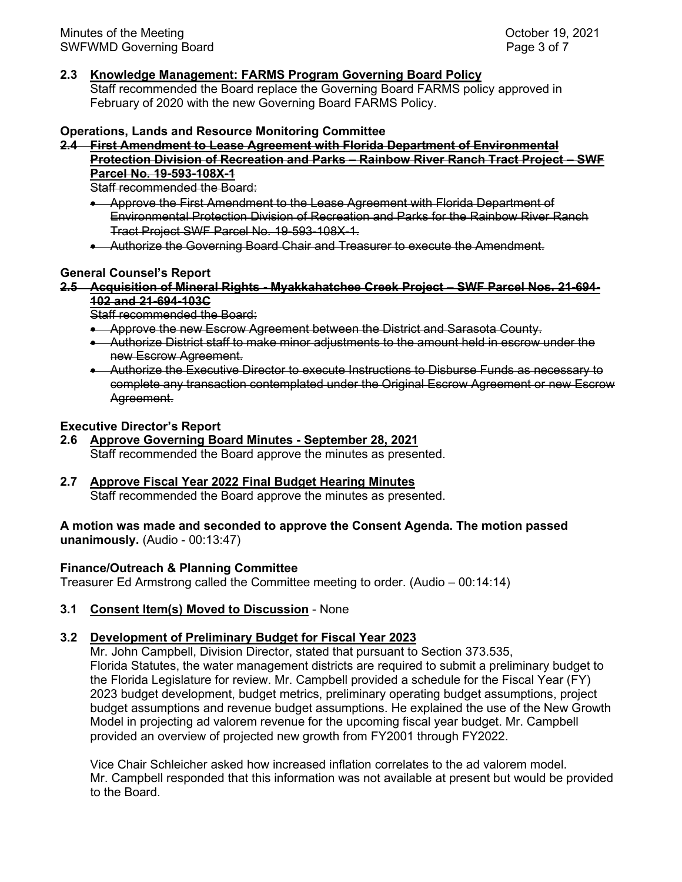**2.3 Knowledge Management: FARMS Program Governing Board Policy**

Staff recommended the Board replace the Governing Board FARMS policy approved in February of 2020 with the new Governing Board FARMS Policy.

**Operations, Lands and Resource Monitoring Committee**

~~**2.4 First Amendment to Lease Agreement with Florida Department of Environmental Protection Division of Recreation and Parks – Rainbow River Ranch Tract Project – SWF Parcel No. 19-593-108X-1**~~

~~Staff recommended the Board:~~

- ~~Approve the First Amendment to the Lease Agreement with Florida Department of Environmental Protection Division of Recreation and Parks for the Rainbow River Ranch Tract Project SWF Parcel No. 19-593-108X-1.~~
- ~~Authorize the Governing Board Chair and Treasurer to execute the Amendment.~~

**General Counsel's Report**

~~**2.5 Acquisition of Mineral Rights - Myakkahatchee Creek Project – SWF Parcel Nos. 21-694-102 and 21-694-103C**~~

~~Staff recommended the Board:~~

- ~~Approve the new Escrow Agreement between the District and Sarasota County.~~
- ~~Authorize District staff to make minor adjustments to the amount held in escrow under the new Escrow Agreement.~~
- ~~Authorize the Executive Director to execute Instructions to Disburse Funds as necessary to complete any transaction contemplated under the Original Escrow Agreement or new Escrow Agreement.~~

**Executive Director's Report**

**2.6 Approve Governing Board Minutes - September 28, 2021**

Staff recommended the Board approve the minutes as presented.

**2.7 Approve Fiscal Year 2022 Final Budget Hearing Minutes**

Staff recommended the Board approve the minutes as presented.

**A motion was made and seconded to approve the Consent Agenda. The motion passed unanimously.** (Audio - 00:13:47)

**Finance/Outreach & Planning Committee**

Treasurer Ed Armstrong called the Committee meeting to order. (Audio – 00:14:14)

**3.1 Consent Item(s) Moved to Discussion** - None

**3.2 Development of Preliminary Budget for Fiscal Year 2023**

Mr. John Campbell, Division Director, stated that pursuant to Section 373.535, Florida Statutes, the water management districts are required to submit a preliminary budget to the Florida Legislature for review. Mr. Campbell provided a schedule for the Fiscal Year (FY) 2023 budget development, budget metrics, preliminary operating budget assumptions, project budget assumptions and revenue budget assumptions. He explained the use of the New Growth Model in projecting ad valorem revenue for the upcoming fiscal year budget. Mr. Campbell provided an overview of projected new growth from FY2001 through FY2022.

Vice Chair Schleicher asked how increased inflation correlates to the ad valorem model. Mr. Campbell responded that this information was not available at present but would be provided to the Board.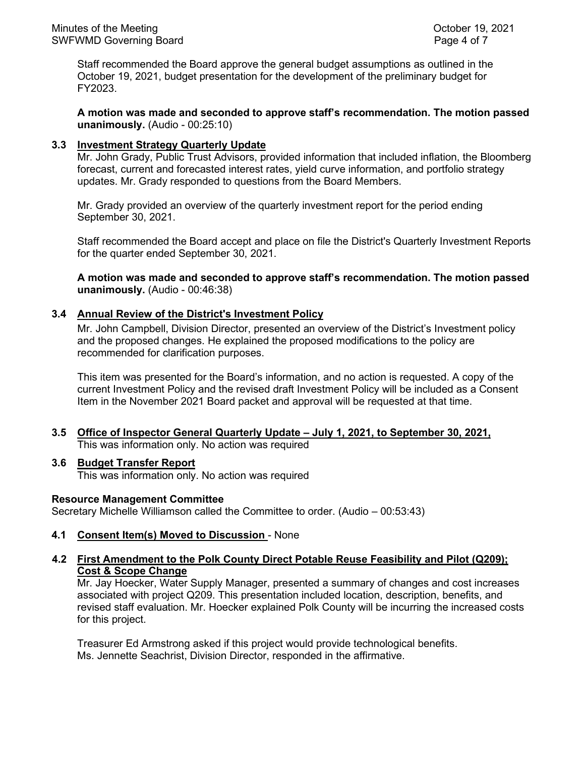Staff recommended the Board approve the general budget assumptions as outlined in the October 19, 2021, budget presentation for the development of the preliminary budget for FY2023.

**A motion was made and seconded to approve staff's recommendation. The motion passed unanimously.** (Audio - 00:25:10)

**3.3 Investment Strategy Quarterly Update**

Mr. John Grady, Public Trust Advisors, provided information that included inflation, the Bloomberg forecast, current and forecasted interest rates, yield curve information, and portfolio strategy updates. Mr. Grady responded to questions from the Board Members.

Mr. Grady provided an overview of the quarterly investment report for the period ending September 30, 2021.

Staff recommended the Board accept and place on file the District's Quarterly Investment Reports for the quarter ended September 30, 2021.

**A motion was made and seconded to approve staff's recommendation. The motion passed unanimously.** (Audio - 00:46:38)

**3.4 Annual Review of the District's Investment Policy**

Mr. John Campbell, Division Director, presented an overview of the District's Investment policy and the proposed changes. He explained the proposed modifications to the policy are recommended for clarification purposes.

This item was presented for the Board's information, and no action is requested. A copy of the current Investment Policy and the revised draft Investment Policy will be included as a Consent Item in the November 2021 Board packet and approval will be requested at that time.

**3.5 Office of Inspector General Quarterly Update – July 1, 2021, to September 30, 2021,**

This was information only. No action was required

**3.6 Budget Transfer Report**

This was information only. No action was required

**Resource Management Committee**

Secretary Michelle Williamson called the Committee to order. (Audio – 00:53:43)

**4.1 Consent Item(s) Moved to Discussion** - None

**4.2 First Amendment to the Polk County Direct Potable Reuse Feasibility and Pilot (Q209); Cost & Scope Change**

Mr. Jay Hoecker, Water Supply Manager, presented a summary of changes and cost increases associated with project Q209. This presentation included location, description, benefits, and revised staff evaluation. Mr. Hoecker explained Polk County will be incurring the increased costs for this project.

Treasurer Ed Armstrong asked if this project would provide technological benefits. Ms. Jennette Seachrist, Division Director, responded in the affirmative.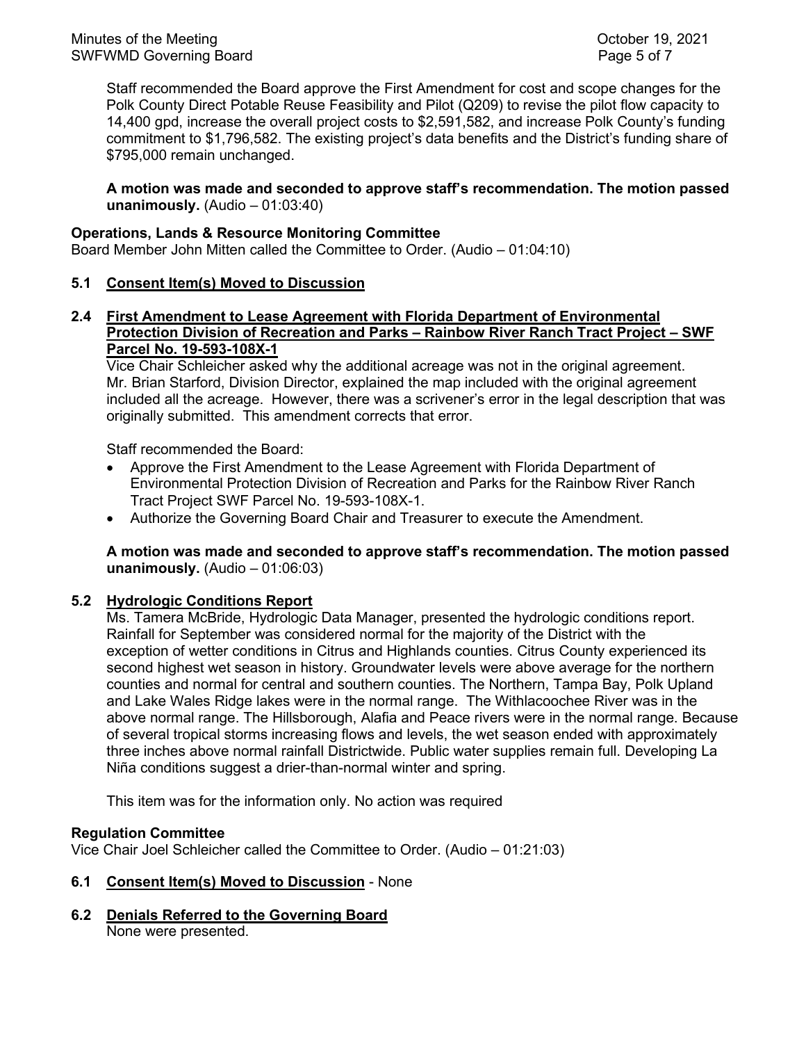Staff recommended the Board approve the First Amendment for cost and scope changes for the Polk County Direct Potable Reuse Feasibility and Pilot (Q209) to revise the pilot flow capacity to 14,400 gpd, increase the overall project costs to $2,591,582, and increase Polk County's funding commitment to $1,796,582. The existing project's data benefits and the District's funding share of $795,000 remain unchanged.

**A motion was made and seconded to approve staff's recommendation. The motion passed unanimously.** (Audio – 01:03:40)

**Operations, Lands & Resource Monitoring Committee**
Board Member John Mitten called the Committee to Order. (Audio – 01:04:10)

**5.1 Consent Item(s) Moved to Discussion**

**2.4 First Amendment to Lease Agreement with Florida Department of Environmental Protection Division of Recreation and Parks – Rainbow River Ranch Tract Project – SWF Parcel No. 19-593-108X-1**

Vice Chair Schleicher asked why the additional acreage was not in the original agreement. Mr. Brian Starford, Division Director, explained the map included with the original agreement included all the acreage. However, there was a scrivener's error in the legal description that was originally submitted. This amendment corrects that error.

Staff recommended the Board:

- Approve the First Amendment to the Lease Agreement with Florida Department of Environmental Protection Division of Recreation and Parks for the Rainbow River Ranch Tract Project SWF Parcel No. 19-593-108X-1.
- Authorize the Governing Board Chair and Treasurer to execute the Amendment.

**A motion was made and seconded to approve staff's recommendation. The motion passed unanimously.** (Audio – 01:06:03)

**5.2 Hydrologic Conditions Report**

Ms. Tamera McBride, Hydrologic Data Manager, presented the hydrologic conditions report. Rainfall for September was considered normal for the majority of the District with the exception of wetter conditions in Citrus and Highlands counties. Citrus County experienced its second highest wet season in history. Groundwater levels were above average for the northern counties and normal for central and southern counties. The Northern, Tampa Bay, Polk Upland and Lake Wales Ridge lakes were in the normal range. The Withlacoochee River was in the above normal range. The Hillsborough, Alafia and Peace rivers were in the normal range. Because of several tropical storms increasing flows and levels, the wet season ended with approximately three inches above normal rainfall Districtwide. Public water supplies remain full. Developing La Niña conditions suggest a drier-than-normal winter and spring.

This item was for the information only. No action was required

**Regulation Committee**
Vice Chair Joel Schleicher called the Committee to Order. (Audio – 01:21:03)

**6.1 Consent Item(s) Moved to Discussion** - None

**6.2 Denials Referred to the Governing Board**
None were presented.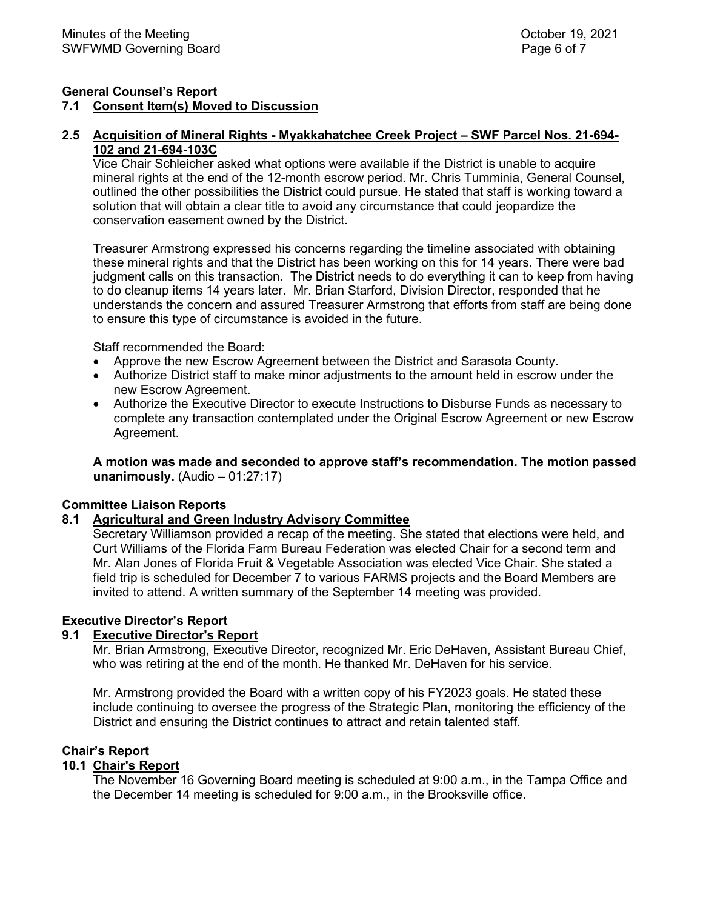## General Counsel's Report

### 7.1 Consent Item(s) Moved to Discussion

### 2.5 Acquisition of Mineral Rights - Myakkahatchee Creek Project – SWF Parcel Nos. 21-694-102 and 21-694-103C

Vice Chair Schleicher asked what options were available if the District is unable to acquire mineral rights at the end of the 12-month escrow period. Mr. Chris Tumminia, General Counsel, outlined the other possibilities the District could pursue. He stated that staff is working toward a solution that will obtain a clear title to avoid any circumstance that could jeopardize the conservation easement owned by the District.

Treasurer Armstrong expressed his concerns regarding the timeline associated with obtaining these mineral rights and that the District has been working on this for 14 years. There were bad judgment calls on this transaction. The District needs to do everything it can to keep from having to do cleanup items 14 years later. Mr. Brian Starford, Division Director, responded that he understands the concern and assured Treasurer Armstrong that efforts from staff are being done to ensure this type of circumstance is avoided in the future.

Staff recommended the Board:

- Approve the new Escrow Agreement between the District and Sarasota County.
- Authorize District staff to make minor adjustments to the amount held in escrow under the new Escrow Agreement.
- Authorize the Executive Director to execute Instructions to Disburse Funds as necessary to complete any transaction contemplated under the Original Escrow Agreement or new Escrow Agreement.

**A motion was made and seconded to approve staff's recommendation. The motion passed unanimously.** (Audio – 01:27:17)

## Committee Liaison Reports

### 8.1 Agricultural and Green Industry Advisory Committee

Secretary Williamson provided a recap of the meeting. She stated that elections were held, and Curt Williams of the Florida Farm Bureau Federation was elected Chair for a second term and Mr. Alan Jones of Florida Fruit & Vegetable Association was elected Vice Chair. She stated a field trip is scheduled for December 7 to various FARMS projects and the Board Members are invited to attend. A written summary of the September 14 meeting was provided.

## Executive Director's Report

### 9.1 Executive Director's Report

Mr. Brian Armstrong, Executive Director, recognized Mr. Eric DeHaven, Assistant Bureau Chief, who was retiring at the end of the month. He thanked Mr. DeHaven for his service.

Mr. Armstrong provided the Board with a written copy of his FY2023 goals. He stated these include continuing to oversee the progress of the Strategic Plan, monitoring the efficiency of the District and ensuring the District continues to attract and retain talented staff.

## Chair's Report

### 10.1 Chair's Report

The November 16 Governing Board meeting is scheduled at 9:00 a.m., in the Tampa Office and the December 14 meeting is scheduled for 9:00 a.m., in the Brooksville office.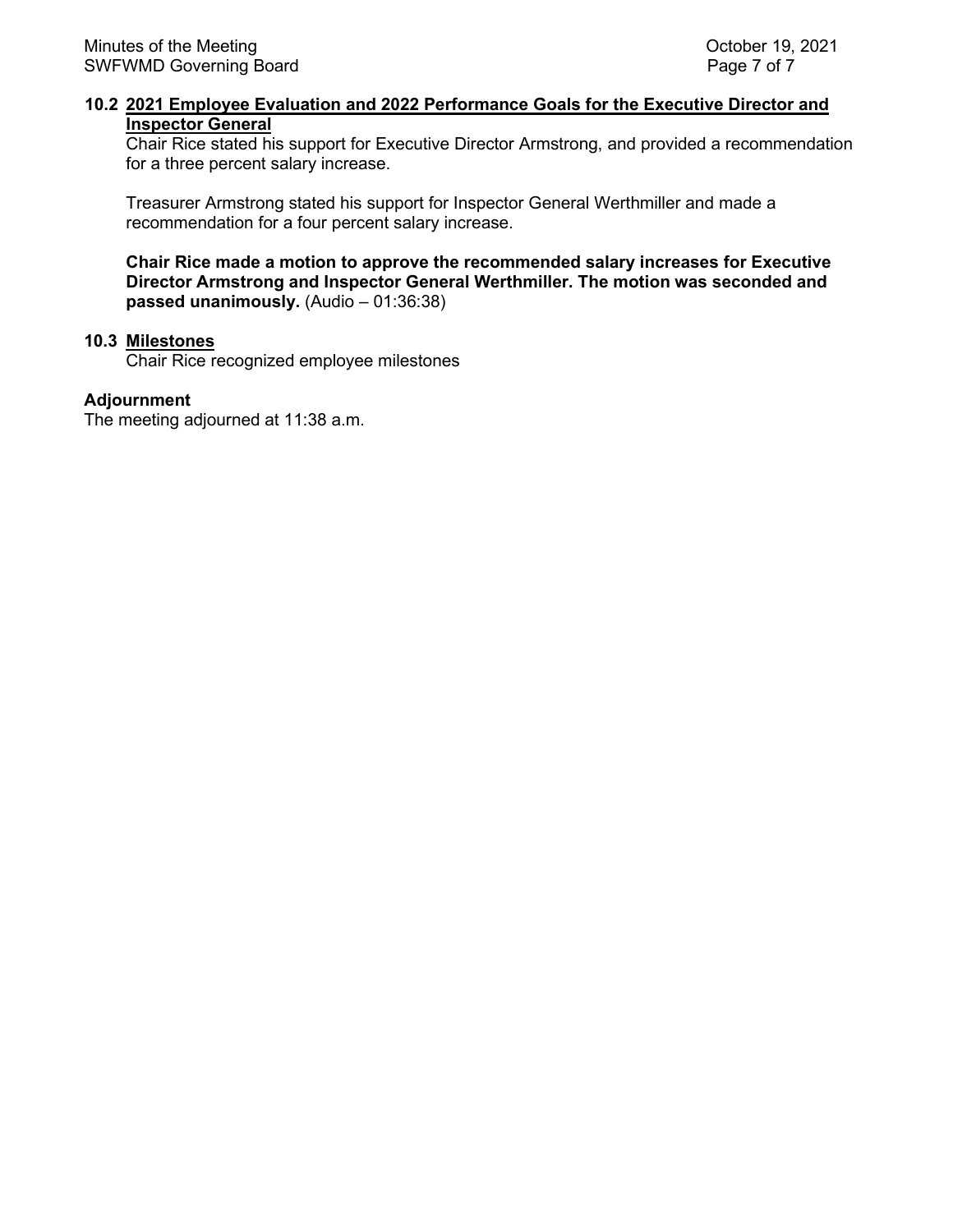### 10.2 2021 Employee Evaluation and 2022 Performance Goals for the Executive Director and Inspector General

Chair Rice stated his support for Executive Director Armstrong, and provided a recommendation for a three percent salary increase.

Treasurer Armstrong stated his support for Inspector General Werthmiller and made a recommendation for a four percent salary increase.

**Chair Rice made a motion to approve the recommended salary increases for Executive Director Armstrong and Inspector General Werthmiller. The motion was seconded and passed unanimously.** (Audio – 01:36:38)

### 10.3 Milestones

Chair Rice recognized employee milestones

**Adjournment**

The meeting adjourned at 11:38 a.m.